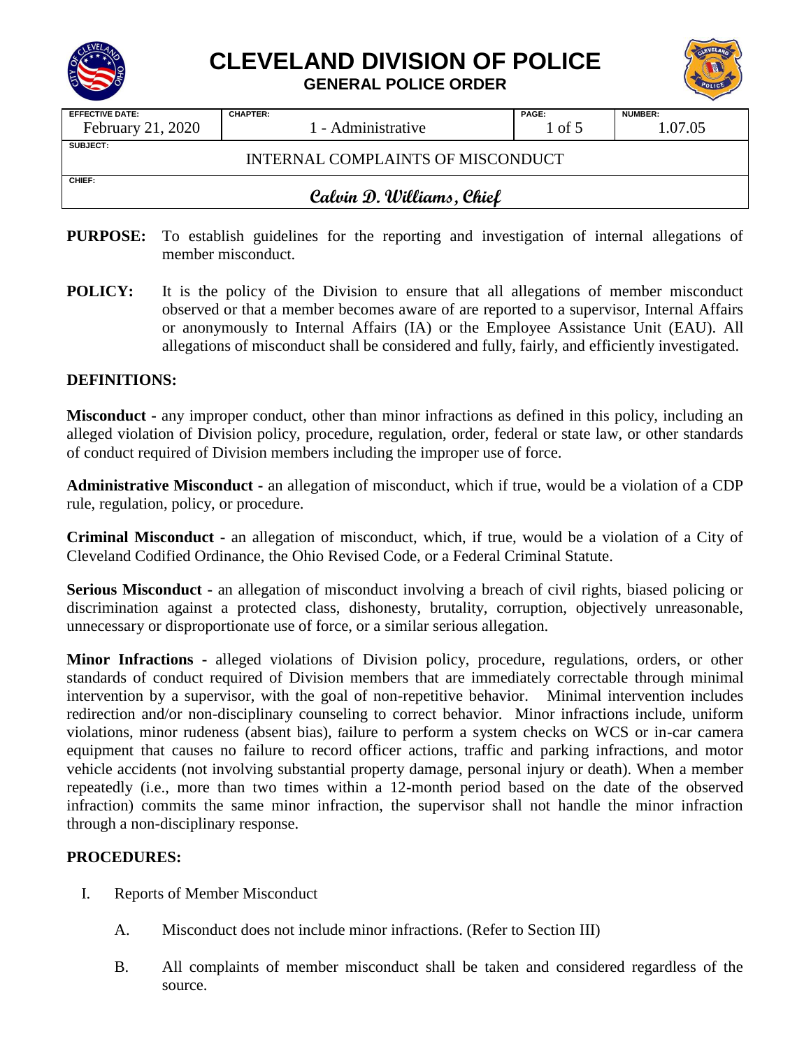# CLEVELAND DIVISION OF POLICE

## GENERAL POLICE ORDER

| EFFECTIVE DATE: | CHAPTER: | PAGE: | NUMBER: |
|---|---|---|---|
| February 21, 2020 | 1 - Administrative | 1 of 5 | 1.07.05 |

**SUBJECT:** INTERNAL COMPLAINTS OF MISCONDUCT

**CHIEF:** *Calvin D. Williams, Chief*

**PURPOSE:** To establish guidelines for the reporting and investigation of internal allegations of member misconduct.

**POLICY:** It is the policy of the Division to ensure that all allegations of member misconduct observed or that a member becomes aware of are reported to a supervisor, Internal Affairs or anonymously to Internal Affairs (IA) or the Employee Assistance Unit (EAU). All allegations of misconduct shall be considered and fully, fairly, and efficiently investigated.

**DEFINITIONS:**

**Misconduct -** any improper conduct, other than minor infractions as defined in this policy, including an alleged violation of Division policy, procedure, regulation, order, federal or state law, or other standards of conduct required of Division members including the improper use of force.

**Administrative Misconduct -** an allegation of misconduct, which if true, would be a violation of a CDP rule, regulation, policy, or procedure.

**Criminal Misconduct -** an allegation of misconduct, which, if true, would be a violation of a City of Cleveland Codified Ordinance, the Ohio Revised Code, or a Federal Criminal Statute.

**Serious Misconduct -** an allegation of misconduct involving a breach of civil rights, biased policing or discrimination against a protected class, dishonesty, brutality, corruption, objectively unreasonable, unnecessary or disproportionate use of force, or a similar serious allegation.

**Minor Infractions -** alleged violations of Division policy, procedure, regulations, orders, or other standards of conduct required of Division members that are immediately correctable through minimal intervention by a supervisor, with the goal of non-repetitive behavior. Minimal intervention includes redirection and/or non-disciplinary counseling to correct behavior. Minor infractions include, uniform violations, minor rudeness (absent bias), failure to perform a system checks on WCS or in-car camera equipment that causes no failure to record officer actions, traffic and parking infractions, and motor vehicle accidents (not involving substantial property damage, personal injury or death). When a member repeatedly (i.e., more than two times within a 12-month period based on the date of the observed infraction) commits the same minor infraction, the supervisor shall not handle the minor infraction through a non-disciplinary response.

**PROCEDURES:**

I. Reports of Member Misconduct

   A. Misconduct does not include minor infractions. (Refer to Section III)

   B. All complaints of member misconduct shall be taken and considered regardless of the source.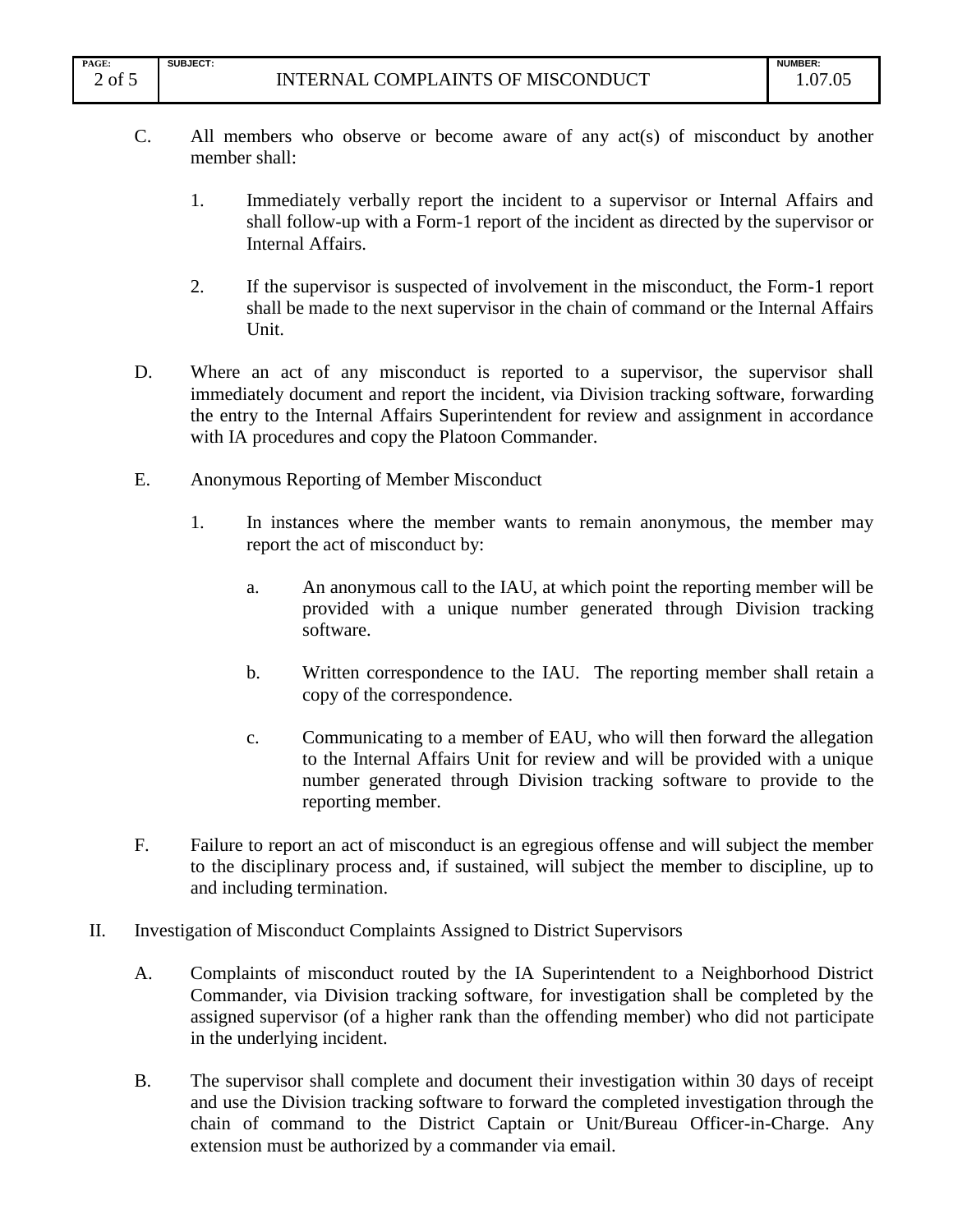C. All members who observe or become aware of any act(s) of misconduct by another member shall:

   1. Immediately verbally report the incident to a supervisor or Internal Affairs and shall follow-up with a Form-1 report of the incident as directed by the supervisor or Internal Affairs.

   2. If the supervisor is suspected of involvement in the misconduct, the Form-1 report shall be made to the next supervisor in the chain of command or the Internal Affairs Unit.

D. Where an act of any misconduct is reported to a supervisor, the supervisor shall immediately document and report the incident, via Division tracking software, forwarding the entry to the Internal Affairs Superintendent for review and assignment in accordance with IA procedures and copy the Platoon Commander.

E. Anonymous Reporting of Member Misconduct

   1. In instances where the member wants to remain anonymous, the member may report the act of misconduct by:

      a. An anonymous call to the IAU, at which point the reporting member will be provided with a unique number generated through Division tracking software.

      b. Written correspondence to the IAU. The reporting member shall retain a copy of the correspondence.

      c. Communicating to a member of EAU, who will then forward the allegation to the Internal Affairs Unit for review and will be provided with a unique number generated through Division tracking software to provide to the reporting member.

F. Failure to report an act of misconduct is an egregious offense and will subject the member to the disciplinary process and, if sustained, will subject the member to discipline, up to and including termination.

II. Investigation of Misconduct Complaints Assigned to District Supervisors

   A. Complaints of misconduct routed by the IA Superintendent to a Neighborhood District Commander, via Division tracking software, for investigation shall be completed by the assigned supervisor (of a higher rank than the offending member) who did not participate in the underlying incident.

   B. The supervisor shall complete and document their investigation within 30 days of receipt and use the Division tracking software to forward the completed investigation through the chain of command to the District Captain or Unit/Bureau Officer-in-Charge. Any extension must be authorized by a commander via email.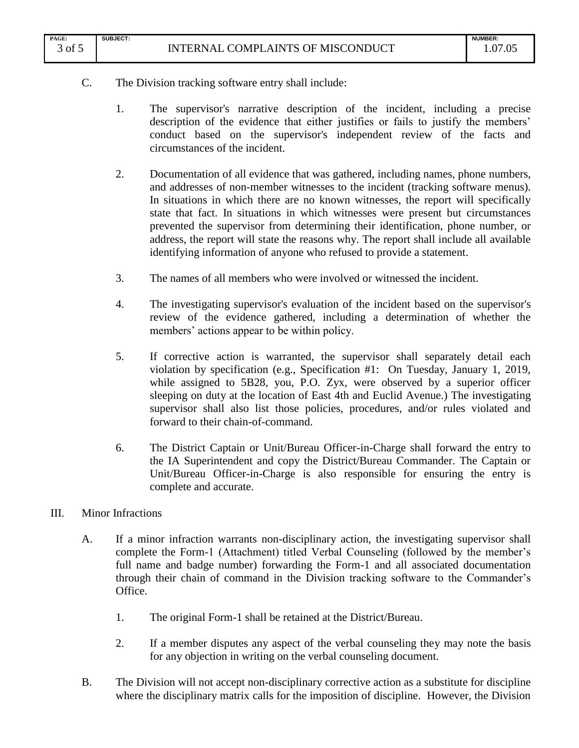C. The Division tracking software entry shall include:

1. The supervisor's narrative description of the incident, including a precise description of the evidence that either justifies or fails to justify the members' conduct based on the supervisor's independent review of the facts and circumstances of the incident.

2. Documentation of all evidence that was gathered, including names, phone numbers, and addresses of non-member witnesses to the incident (tracking software menus). In situations in which there are no known witnesses, the report will specifically state that fact. In situations in which witnesses were present but circumstances prevented the supervisor from determining their identification, phone number, or address, the report will state the reasons why. The report shall include all available identifying information of anyone who refused to provide a statement.

3. The names of all members who were involved or witnessed the incident.

4. The investigating supervisor's evaluation of the incident based on the supervisor's review of the evidence gathered, including a determination of whether the members' actions appear to be within policy.

5. If corrective action is warranted, the supervisor shall separately detail each violation by specification (e.g., Specification #1: On Tuesday, January 1, 2019, while assigned to 5B28, you, P.O. Zyx, were observed by a superior officer sleeping on duty at the location of East 4th and Euclid Avenue.) The investigating supervisor shall also list those policies, procedures, and/or rules violated and forward to their chain-of-command.

6. The District Captain or Unit/Bureau Officer-in-Charge shall forward the entry to the IA Superintendent and copy the District/Bureau Commander. The Captain or Unit/Bureau Officer-in-Charge is also responsible for ensuring the entry is complete and accurate.

III. Minor Infractions

A. If a minor infraction warrants non-disciplinary action, the investigating supervisor shall complete the Form-1 (Attachment) titled Verbal Counseling (followed by the member's full name and badge number) forwarding the Form-1 and all associated documentation through their chain of command in the Division tracking software to the Commander's Office.

1. The original Form-1 shall be retained at the District/Bureau.

2. If a member disputes any aspect of the verbal counseling they may note the basis for any objection in writing on the verbal counseling document.

B. The Division will not accept non-disciplinary corrective action as a substitute for discipline where the disciplinary matrix calls for the imposition of discipline. However, the Division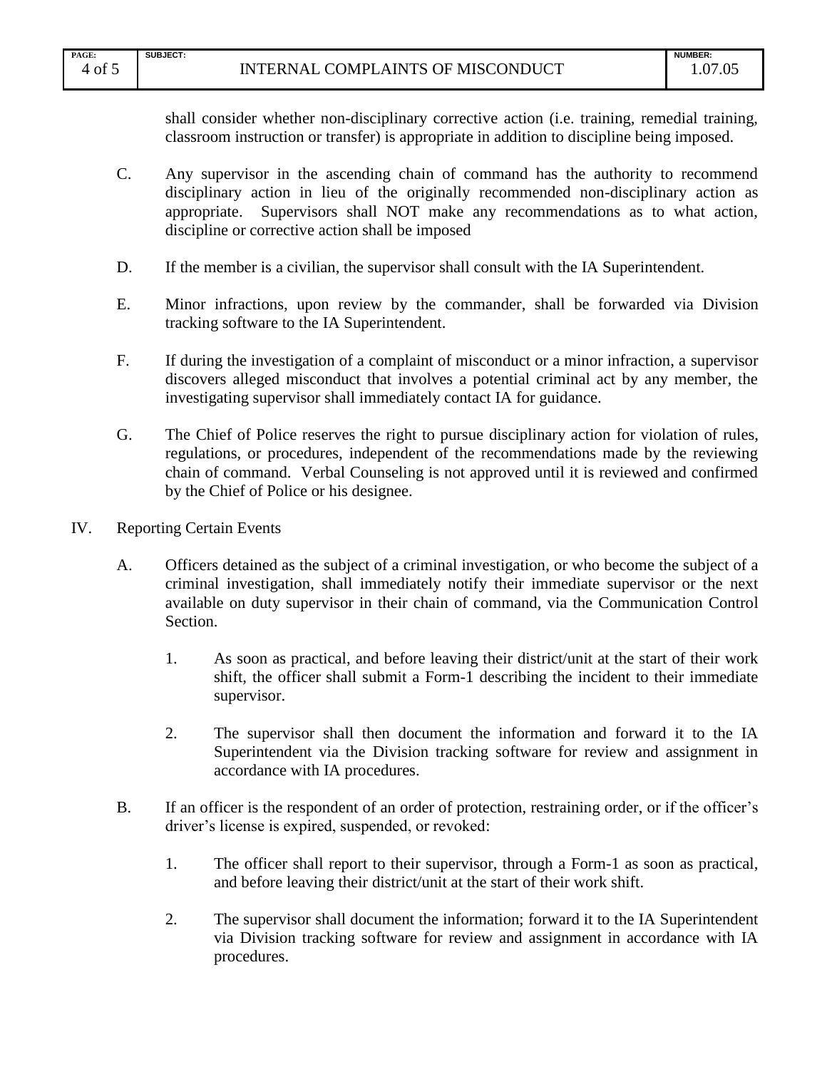shall consider whether non-disciplinary corrective action (i.e. training, remedial training, classroom instruction or transfer) is appropriate in addition to discipline being imposed.

C. Any supervisor in the ascending chain of command has the authority to recommend disciplinary action in lieu of the originally recommended non-disciplinary action as appropriate. Supervisors shall NOT make any recommendations as to what action, discipline or corrective action shall be imposed

D. If the member is a civilian, the supervisor shall consult with the IA Superintendent.

E. Minor infractions, upon review by the commander, shall be forwarded via Division tracking software to the IA Superintendent.

F. If during the investigation of a complaint of misconduct or a minor infraction, a supervisor discovers alleged misconduct that involves a potential criminal act by any member, the investigating supervisor shall immediately contact IA for guidance.

G. The Chief of Police reserves the right to pursue disciplinary action for violation of rules, regulations, or procedures, independent of the recommendations made by the reviewing chain of command. Verbal Counseling is not approved until it is reviewed and confirmed by the Chief of Police or his designee.

IV. Reporting Certain Events

A. Officers detained as the subject of a criminal investigation, or who become the subject of a criminal investigation, shall immediately notify their immediate supervisor or the next available on duty supervisor in their chain of command, via the Communication Control Section.

1. As soon as practical, and before leaving their district/unit at the start of their work shift, the officer shall submit a Form-1 describing the incident to their immediate supervisor.

2. The supervisor shall then document the information and forward it to the IA Superintendent via the Division tracking software for review and assignment in accordance with IA procedures.

B. If an officer is the respondent of an order of protection, restraining order, or if the officer's driver's license is expired, suspended, or revoked:

1. The officer shall report to their supervisor, through a Form-1 as soon as practical, and before leaving their district/unit at the start of their work shift.

2. The supervisor shall document the information; forward it to the IA Superintendent via Division tracking software for review and assignment in accordance with IA procedures.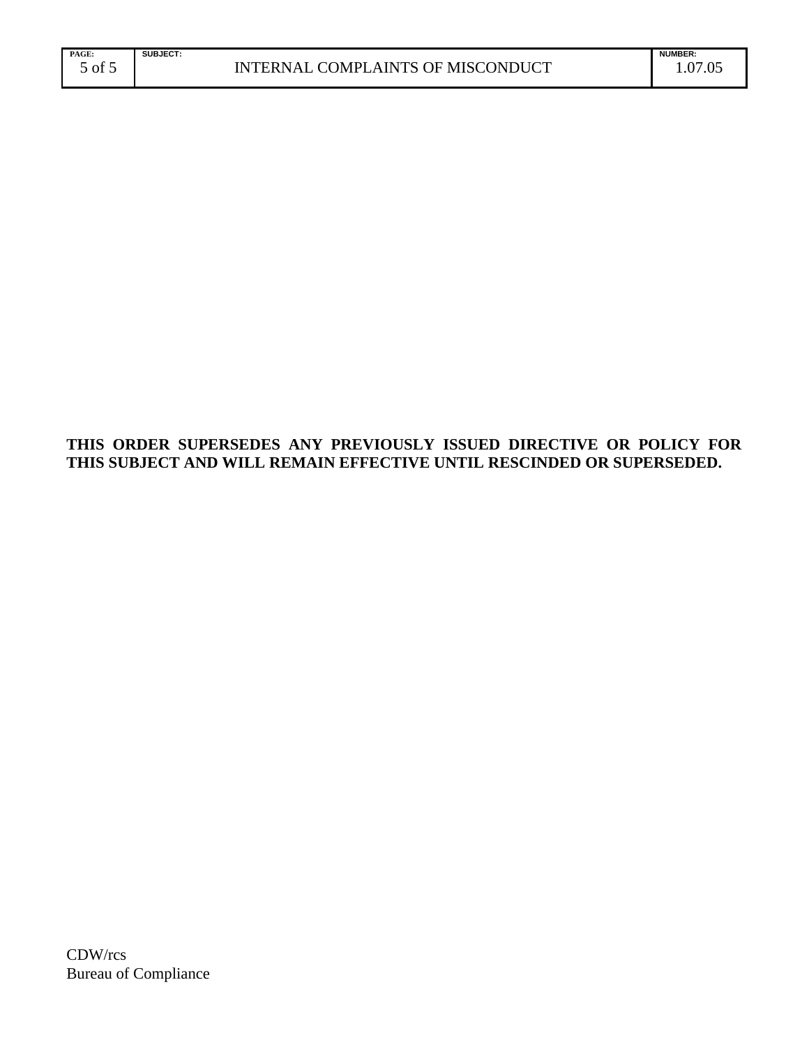**THIS ORDER SUPERSEDES ANY PREVIOUSLY ISSUED DIRECTIVE OR POLICY FOR THIS SUBJECT AND WILL REMAIN EFFECTIVE UNTIL RESCINDED OR SUPERSEDED.**

CDW/rcs
Bureau of Compliance